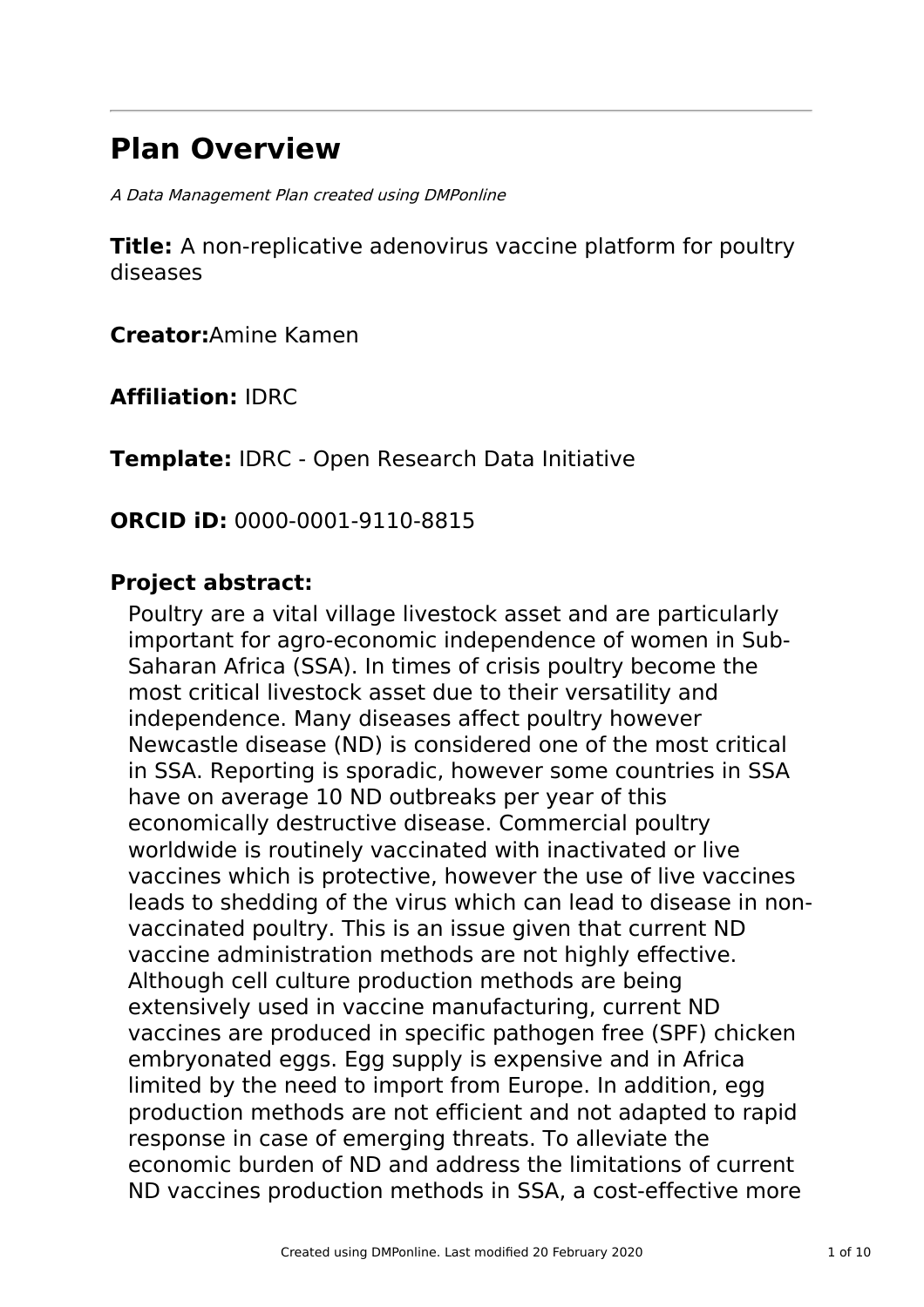# Plan Overview

*A Data Management Plan created using DMPonline*

**Title:** A non-replicative adenovirus vaccine platform for poultry diseases

**Creator:**Amine Kamen

**Affiliation:** IDRC

**Template:** IDRC - Open Research Data Initiative

**ORCID iD:** 0000-0001-9110-8815

**Project abstract:**

Poultry are a vital village livestock asset and are particularly important for agro-economic independence of women in Sub-Saharan Africa (SSA). In times of crisis poultry become the most critical livestock asset due to their versatility and independence. Many diseases affect poultry however Newcastle disease (ND) is considered one of the most critical in SSA. Reporting is sporadic, however some countries in SSA have on average 10 ND outbreaks per year of this economically destructive disease. Commercial poultry worldwide is routinely vaccinated with inactivated or live vaccines which is protective, however the use of live vaccines leads to shedding of the virus which can lead to disease in non-vaccinated poultry. This is an issue given that current ND vaccine administration methods are not highly effective. Although cell culture production methods are being extensively used in vaccine manufacturing, current ND vaccines are produced in specific pathogen free (SPF) chicken embryonated eggs. Egg supply is expensive and in Africa limited by the need to import from Europe. In addition, egg production methods are not efficient and not adapted to rapid response in case of emerging threats. To alleviate the economic burden of ND and address the limitations of current ND vaccines production methods in SSA, a cost-effective more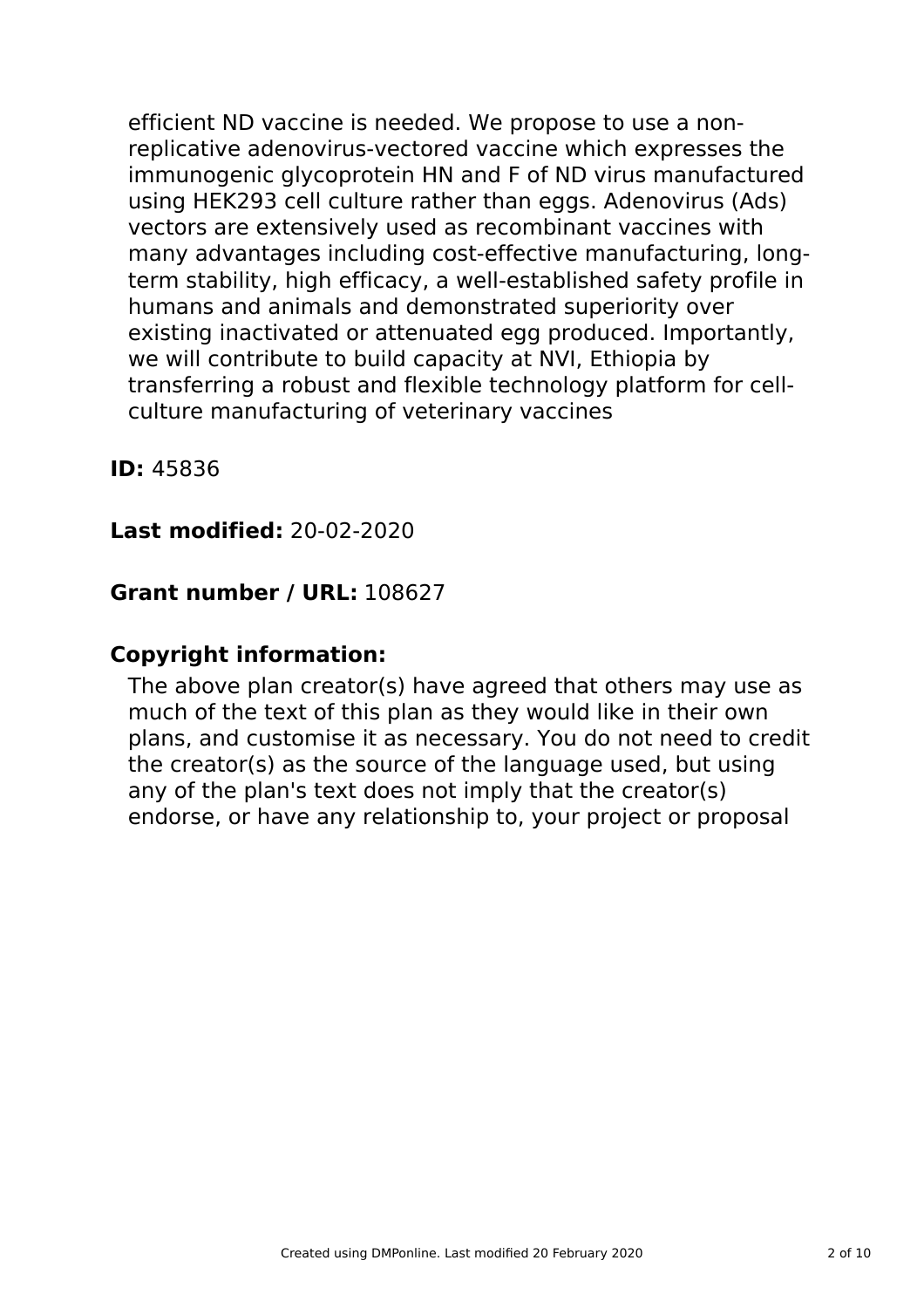efficient ND vaccine is needed. We propose to use a non-replicative adenovirus-vectored vaccine which expresses the immunogenic glycoprotein HN and F of ND virus manufactured using HEK293 cell culture rather than eggs. Adenovirus (Ads) vectors are extensively used as recombinant vaccines with many advantages including cost-effective manufacturing, long-term stability, high efficacy, a well-established safety profile in humans and animals and demonstrated superiority over existing inactivated or attenuated egg produced. Importantly, we will contribute to build capacity at NVI, Ethiopia by transferring a robust and flexible technology platform for cell-culture manufacturing of veterinary vaccines

**ID:** 45836

**Last modified:** 20-02-2020

**Grant number / URL:** 108627

**Copyright information:**

The above plan creator(s) have agreed that others may use as much of the text of this plan as they would like in their own plans, and customise it as necessary. You do not need to credit the creator(s) as the source of the language used, but using any of the plan's text does not imply that the creator(s) endorse, or have any relationship to, your project or proposal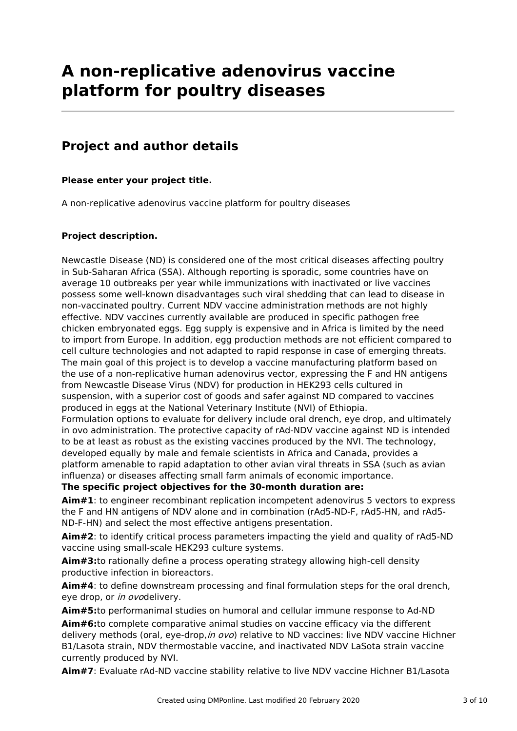# A non-replicative adenovirus vaccine platform for poultry diseases

## Project and author details

**Please enter your project title.**

A non-replicative adenovirus vaccine platform for poultry diseases

**Project description.**

Newcastle Disease (ND) is considered one of the most critical diseases affecting poultry in Sub-Saharan Africa (SSA). Although reporting is sporadic, some countries have on average 10 outbreaks per year while immunizations with inactivated or live vaccines possess some well-known disadvantages such viral shedding that can lead to disease in non-vaccinated poultry. Current NDV vaccine administration methods are not highly effective. NDV vaccines currently available are produced in specific pathogen free chicken embryonated eggs. Egg supply is expensive and in Africa is limited by the need to import from Europe. In addition, egg production methods are not efficient compared to cell culture technologies and not adapted to rapid response in case of emerging threats. The main goal of this project is to develop a vaccine manufacturing platform based on the use of a non-replicative human adenovirus vector, expressing the F and HN antigens from Newcastle Disease Virus (NDV) for production in HEK293 cells cultured in suspension, with a superior cost of goods and safer against ND compared to vaccines produced in eggs at the National Veterinary Institute (NVI) of Ethiopia.
Formulation options to evaluate for delivery include oral drench, eye drop, and ultimately in ovo administration. The protective capacity of rAd-NDV vaccine against ND is intended to be at least as robust as the existing vaccines produced by the NVI. The technology, developed equally by male and female scientists in Africa and Canada, provides a platform amenable to rapid adaptation to other avian viral threats in SSA (such as avian influenza) or diseases affecting small farm animals of economic importance.
**The specific project objectives for the 30-month duration are:**

**Aim#1**: to engineer recombinant replication incompetent adenovirus 5 vectors to express the F and HN antigens of NDV alone and in combination (rAd5-ND-F, rAd5-HN, and rAd5-ND-F-HN) and select the most effective antigens presentation.

**Aim#2**: to identify critical process parameters impacting the yield and quality of rAd5-ND vaccine using small-scale HEK293 culture systems.

**Aim#3:**to rationally define a process operating strategy allowing high-cell density productive infection in bioreactors.

**Aim#4**: to define downstream processing and final formulation steps for the oral drench, eye drop, or *in ovo*delivery.

**Aim#5:**to performanimal studies on humoral and cellular immune response to Ad-ND

**Aim#6:**to complete comparative animal studies on vaccine efficacy via the different delivery methods (oral, eye-drop,*in ovo*) relative to ND vaccines: live NDV vaccine Hichner B1/Lasota strain, NDV thermostable vaccine, and inactivated NDV LaSota strain vaccine currently produced by NVI.

**Aim#7**: Evaluate rAd-ND vaccine stability relative to live NDV vaccine Hichner B1/Lasota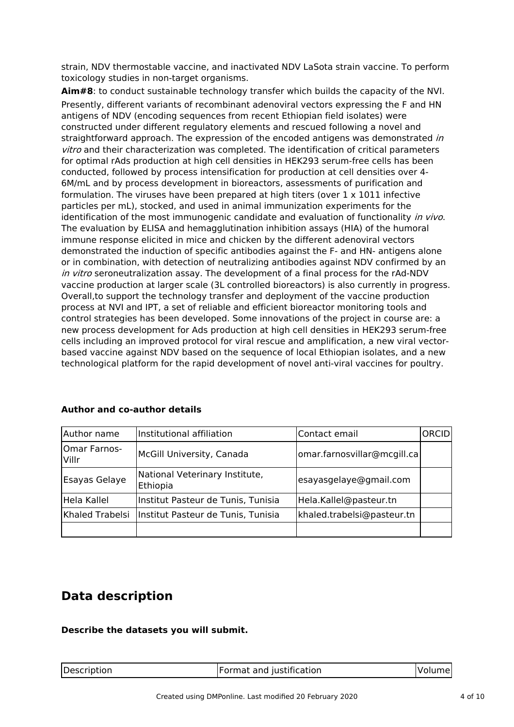strain, NDV thermostable vaccine, and inactivated NDV LaSota strain vaccine. To perform toxicology studies in non-target organisms.

**Aim#8**: to conduct sustainable technology transfer which builds the capacity of the NVI.

Presently, different variants of recombinant adenoviral vectors expressing the F and HN antigens of NDV (encoding sequences from recent Ethiopian field isolates) were constructed under different regulatory elements and rescued following a novel and straightforward approach. The expression of the encoded antigens was demonstrated *in vitro* and their characterization was completed. The identification of critical parameters for optimal rAds production at high cell densities in HEK293 serum-free cells has been conducted, followed by process intensification for production at cell densities over 4-6M/mL and by process development in bioreactors, assessments of purification and formulation. The viruses have been prepared at high titers (over 1 x 1011 infective particles per mL), stocked, and used in animal immunization experiments for the identification of the most immunogenic candidate and evaluation of functionality *in vivo*. The evaluation by ELISA and hemagglutination inhibition assays (HIA) of the humoral immune response elicited in mice and chicken by the different adenoviral vectors demonstrated the induction of specific antibodies against the F- and HN- antigens alone or in combination, with detection of neutralizing antibodies against NDV confirmed by an *in vitro* seroneutralization assay. The development of a final process for the rAd-NDV vaccine production at larger scale (3L controlled bioreactors) is also currently in progress. Overall,to support the technology transfer and deployment of the vaccine production process at NVI and IPT, a set of reliable and efficient bioreactor monitoring tools and control strategies has been developed. Some innovations of the project in course are: a new process development for Ads production at high cell densities in HEK293 serum-free cells including an improved protocol for viral rescue and amplification, a new viral vector-based vaccine against NDV based on the sequence of local Ethiopian isolates, and a new technological platform for the rapid development of novel anti-viral vaccines for poultry.

**Author and co-author details**

| Author name | Institutional affiliation | Contact email | ORCID |
|---|---|---|---|
| Omar Farnos-Villr | McGill University, Canada | omar.farnosvillar@mcgill.ca | |
| Esayas Gelaye | National Veterinary Institute, Ethiopia | esayasgelaye@gmail.com | |
| Hela Kallel | Institut Pasteur de Tunis, Tunisia | Hela.Kallel@pasteur.tn | |
| Khaled Trabelsi | Institut Pasteur de Tunis, Tunisia | khaled.trabelsi@pasteur.tn | |
| | | | |

## Data description

**Describe the datasets you will submit.**

| Description | Format and justification | Volume |
|---|---|---|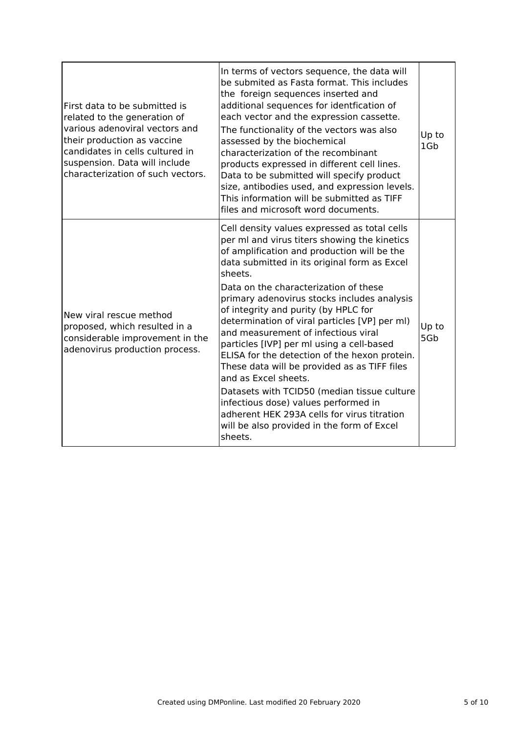| | | |
|---|---|---|
| First data to be submitted is related to the generation of various adenoviral vectors and their production as vaccine candidates in cells cultured in suspension. Data will include characterization of such vectors. | In terms of vectors sequence, the data will be submited as Fasta format. This includes the foreign sequences inserted and additional sequences for identfication of each vector and the expression cassette.<br>The functionality of the vectors was also assessed by the biochemical characterization of the recombinant products expressed in different cell lines. Data to be submitted will specify product size, antibodies used, and expression levels. This information will be submitted as TIFF files and microsoft word documents. | Up to 1Gb |
| New viral rescue method proposed, which resulted in a considerable improvement in the adenovirus production process. | Cell density values expressed as total cells per ml and virus titers showing the kinetics of amplification and production will be the data submitted in its original form as Excel sheets.<br>Data on the characterization of these primary adenovirus stocks includes analysis of integrity and purity (by HPLC for determination of viral particles [VP] per ml) and measurement of infectious viral particles [IVP] per ml using a cell-based ELISA for the detection of the hexon protein. These data will be provided as as TIFF files and as Excel sheets.<br>Datasets with TCID50 (median tissue culture infectious dose) values performed in adherent HEK 293A cells for virus titration will be also provided in the form of Excel sheets. | Up to 5Gb |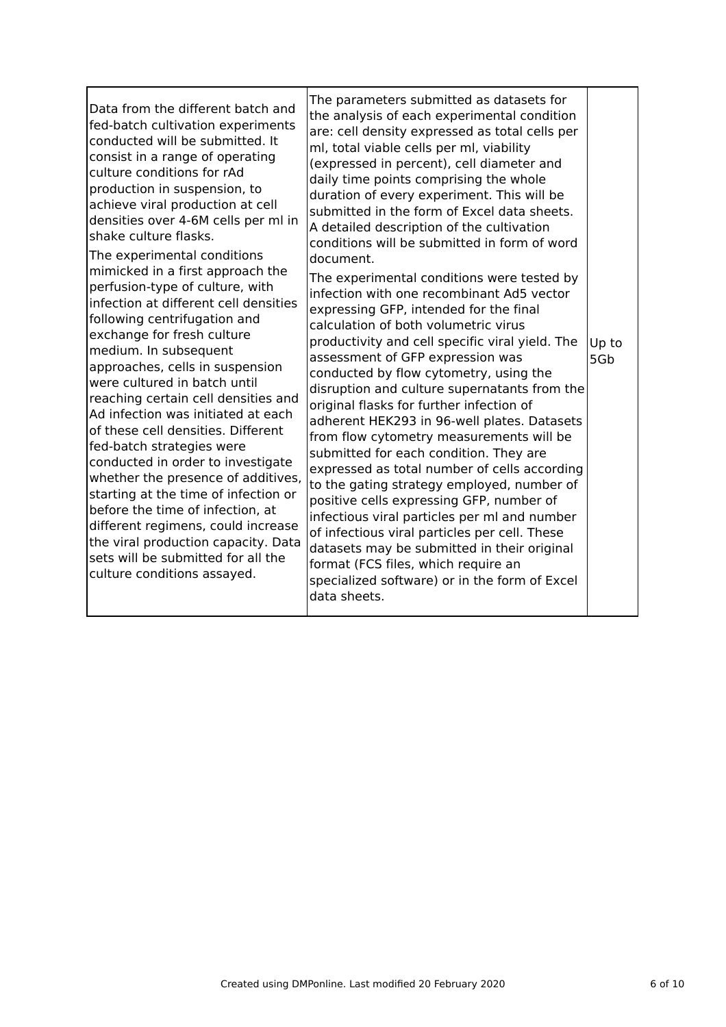| | | |
|---|---|---|
| Data from the different batch and fed-batch cultivation experiments conducted will be submitted. It consist in a range of operating culture conditions for rAd production in suspension, to achieve viral production at cell densities over 4-6M cells per ml in shake culture flasks.<br><br>The experimental conditions mimicked in a first approach the perfusion-type of culture, with infection at different cell densities following centrifugation and exchange for fresh culture medium. In subsequent approaches, cells in suspension were cultured in batch until reaching certain cell densities and Ad infection was initiated at each of these cell densities. Different fed-batch strategies were conducted in order to investigate whether the presence of additives, starting at the time of infection or before the time of infection, at different regimens, could increase the viral production capacity. Data sets will be submitted for all the culture conditions assayed. | The parameters submitted as datasets for the analysis of each experimental condition are: cell density expressed as total cells per ml, total viable cells per ml, viability (expressed in percent), cell diameter and daily time points comprising the whole duration of every experiment. This will be submitted in the form of Excel data sheets. A detailed description of the cultivation conditions will be submitted in form of word document.<br><br>The experimental conditions were tested by infection with one recombinant Ad5 vector expressing GFP, intended for the final calculation of both volumetric virus productivity and cell specific viral yield. The assessment of GFP expression was conducted by flow cytometry, using the disruption and culture supernatants from the original flasks for further infection of adherent HEK293 in 96-well plates. Datasets from flow cytometry measurements will be submitted for each condition. They are expressed as total number of cells according to the gating strategy employed, number of positive cells expressing GFP, number of infectious viral particles per ml and number of infectious viral particles per cell. These datasets may be submitted in their original format (FCS files, which require an specialized software) or in the form of Excel data sheets. | Up to 5Gb |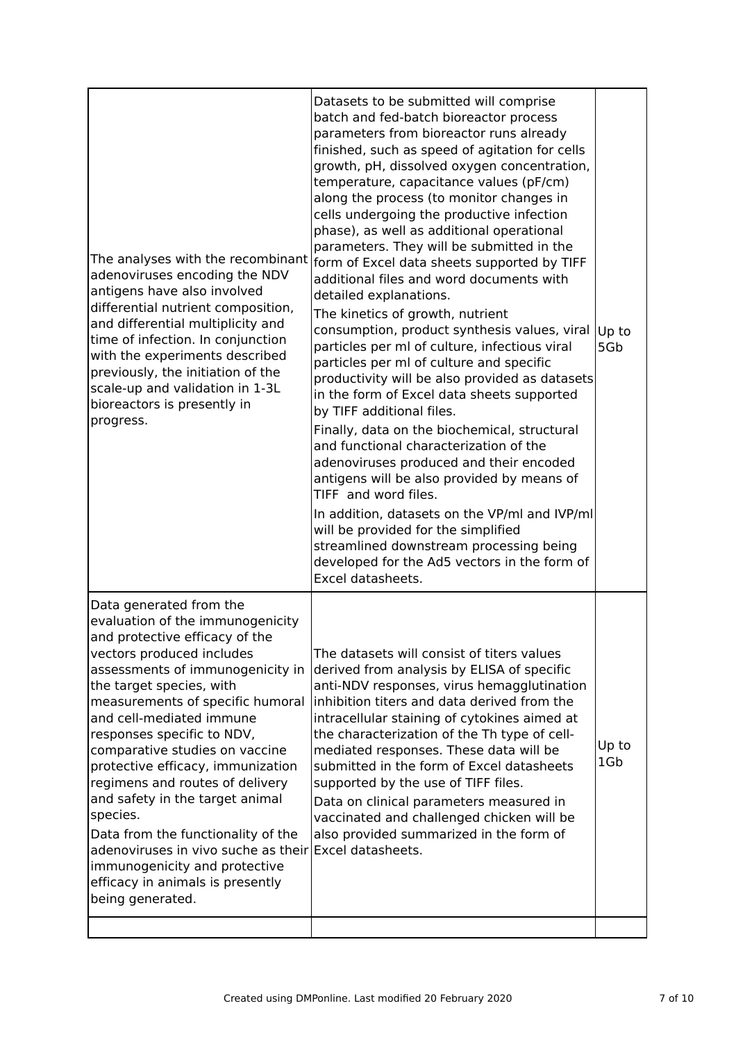| | | |
|---|---|---|
| The analyses with the recombinant adenoviruses encoding the NDV antigens have also involved differential nutrient composition, and differential multiplicity and time of infection. In conjunction with the experiments described previously, the initiation of the scale-up and validation in 1-3L bioreactors is presently in progress. | Datasets to be submitted will comprise batch and fed-batch bioreactor process parameters from bioreactor runs already finished, such as speed of agitation for cells growth, pH, dissolved oxygen concentration, temperature, capacitance values (pF/cm) along the process (to monitor changes in cells undergoing the productive infection phase), as well as additional operational parameters. They will be submitted in the form of Excel data sheets supported by TIFF additional files and word documents with detailed explanations.<br>The kinetics of growth, nutrient consumption, product synthesis values, viral particles per ml of culture, infectious viral particles per ml of culture and specific productivity will be also provided as datasets in the form of Excel data sheets supported by TIFF additional files.<br>Finally, data on the biochemical, structural and functional characterization of the adenoviruses produced and their encoded antigens will be also provided by means of TIFF and word files.<br>In addition, datasets on the VP/ml and IVP/ml will be provided for the simplified streamlined downstream processing being developed for the Ad5 vectors in the form of Excel datasheets. | Up to 5Gb |
| Data generated from the evaluation of the immunogenicity and protective efficacy of the vectors produced includes assessments of immunogenicity in the target species, with measurements of specific humoral and cell-mediated immune responses specific to NDV, comparative studies on vaccine protective efficacy, immunization regimens and routes of delivery and safety in the target animal species.<br>Data from the functionality of the adenoviruses in vivo suche as their immunogenicity and protective efficacy in animals is presently being generated. | The datasets will consist of titers values derived from analysis by ELISA of specific anti-NDV responses, virus hemagglutination inhibition titers and data derived from the intracellular staining of cytokines aimed at the characterization of the Th type of cell-mediated responses. These data will be submitted in the form of Excel datasheets supported by the use of TIFF files.<br>Data on clinical parameters measured in vaccinated and challenged chicken will be also provided summarized in the form of Excel datasheets. | Up to 1Gb |
| | | |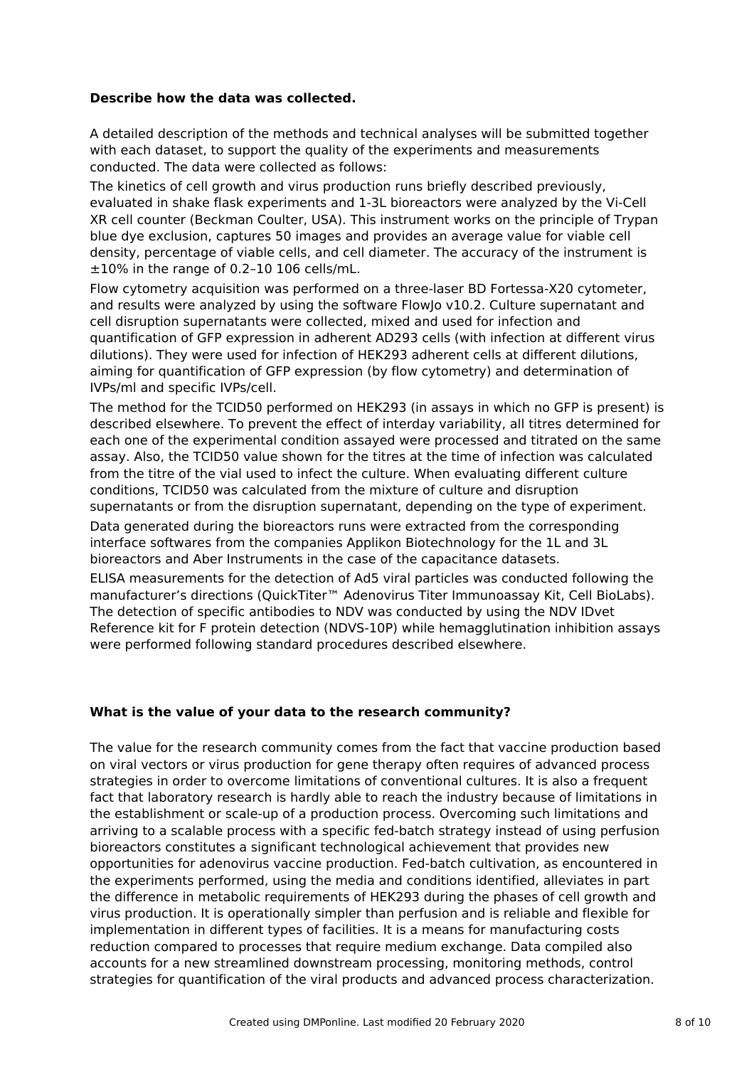**Describe how the data was collected.**

A detailed description of the methods and technical analyses will be submitted together with each dataset, to support the quality of the experiments and measurements conducted. The data were collected as follows:

The kinetics of cell growth and virus production runs briefly described previously, evaluated in shake flask experiments and 1-3L bioreactors were analyzed by the Vi-Cell XR cell counter (Beckman Coulter, USA). This instrument works on the principle of Trypan blue dye exclusion, captures 50 images and provides an average value for viable cell density, percentage of viable cells, and cell diameter. The accuracy of the instrument is ±10% in the range of 0.2–10 106 cells/mL.

Flow cytometry acquisition was performed on a three-laser BD Fortessa-X20 cytometer, and results were analyzed by using the software FlowJo v10.2. Culture supernatant and cell disruption supernatants were collected, mixed and used for infection and quantification of GFP expression in adherent AD293 cells (with infection at different virus dilutions). They were used for infection of HEK293 adherent cells at different dilutions, aiming for quantification of GFP expression (by flow cytometry) and determination of IVPs/ml and specific IVPs/cell.

The method for the TCID50 performed on HEK293 (in assays in which no GFP is present) is described elsewhere. To prevent the effect of interday variability, all titres determined for each one of the experimental condition assayed were processed and titrated on the same assay. Also, the TCID50 value shown for the titres at the time of infection was calculated from the titre of the vial used to infect the culture. When evaluating different culture conditions, TCID50 was calculated from the mixture of culture and disruption supernatants or from the disruption supernatant, depending on the type of experiment.

Data generated during the bioreactors runs were extracted from the corresponding interface softwares from the companies Applikon Biotechnology for the 1L and 3L bioreactors and Aber Instruments in the case of the capacitance datasets.

ELISA measurements for the detection of Ad5 viral particles was conducted following the manufacturer's directions (QuickTiter™ Adenovirus Titer Immunoassay Kit, Cell BioLabs). The detection of specific antibodies to NDV was conducted by using the NDV IDvet Reference kit for F protein detection (NDVS-10P) while hemagglutination inhibition assays were performed following standard procedures described elsewhere.

**What is the value of your data to the research community?**

The value for the research community comes from the fact that vaccine production based on viral vectors or virus production for gene therapy often requires of advanced process strategies in order to overcome limitations of conventional cultures. It is also a frequent fact that laboratory research is hardly able to reach the industry because of limitations in the establishment or scale-up of a production process. Overcoming such limitations and arriving to a scalable process with a specific fed-batch strategy instead of using perfusion bioreactors constitutes a significant technological achievement that provides new opportunities for adenovirus vaccine production. Fed-batch cultivation, as encountered in the experiments performed, using the media and conditions identified, alleviates in part the difference in metabolic requirements of HEK293 during the phases of cell growth and virus production. It is operationally simpler than perfusion and is reliable and flexible for implementation in different types of facilities. It is a means for manufacturing costs reduction compared to processes that require medium exchange. Data compiled also accounts for a new streamlined downstream processing, monitoring methods, control strategies for quantification of the viral products and advanced process characterization.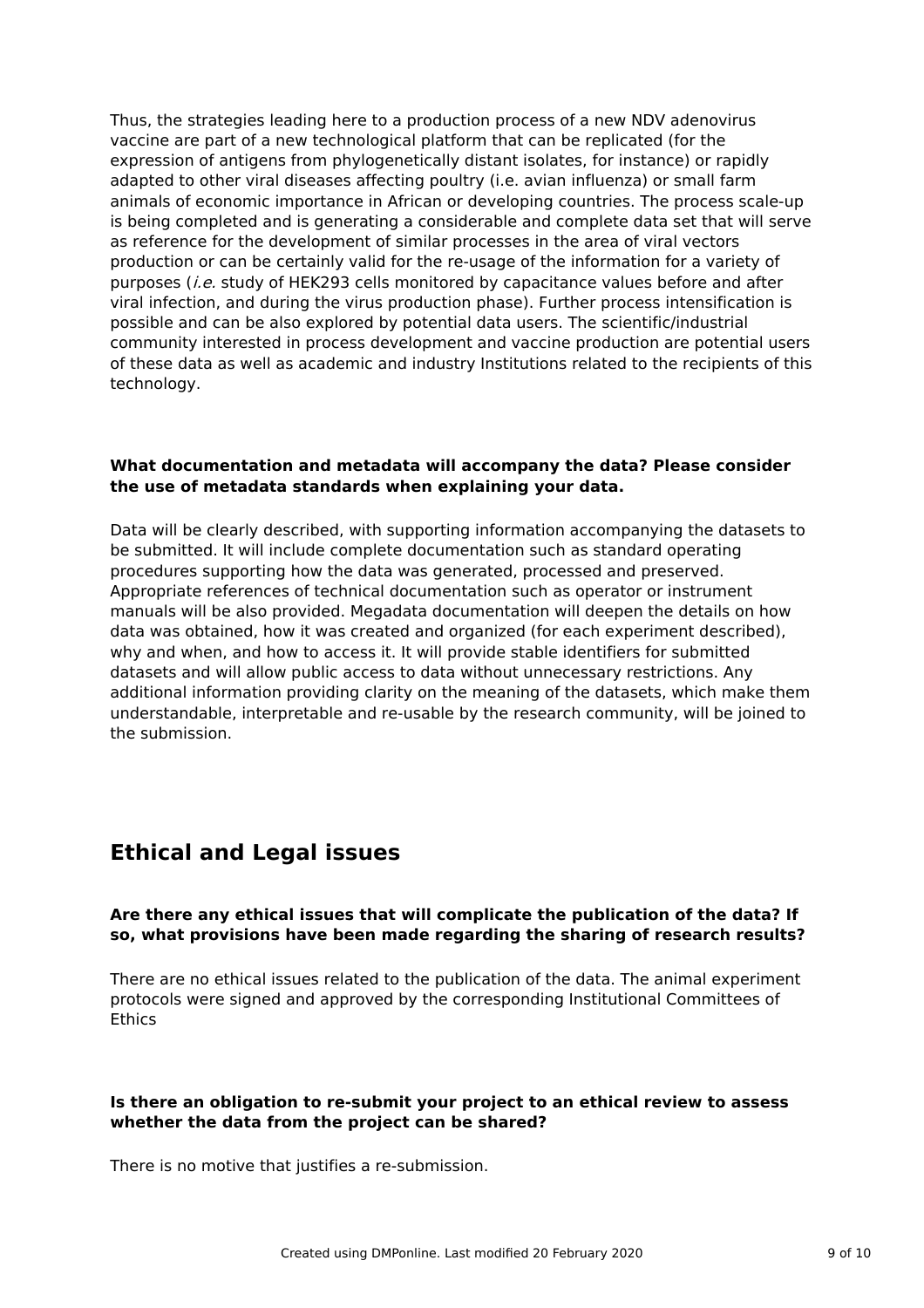Thus, the strategies leading here to a production process of a new NDV adenovirus vaccine are part of a new technological platform that can be replicated (for the expression of antigens from phylogenetically distant isolates, for instance) or rapidly adapted to other viral diseases affecting poultry (i.e. avian influenza) or small farm animals of economic importance in African or developing countries. The process scale-up is being completed and is generating a considerable and complete data set that will serve as reference for the development of similar processes in the area of viral vectors production or can be certainly valid for the re-usage of the information for a variety of purposes (*i.e.* study of HEK293 cells monitored by capacitance values before and after viral infection, and during the virus production phase). Further process intensification is possible and can be also explored by potential data users. The scientific/industrial community interested in process development and vaccine production are potential users of these data as well as academic and industry Institutions related to the recipients of this technology.

**What documentation and metadata will accompany the data? Please consider the use of metadata standards when explaining your data.**

Data will be clearly described, with supporting information accompanying the datasets to be submitted. It will include complete documentation such as standard operating procedures supporting how the data was generated, processed and preserved. Appropriate references of technical documentation such as operator or instrument manuals will be also provided. Megadata documentation will deepen the details on how data was obtained, how it was created and organized (for each experiment described), why and when, and how to access it. It will provide stable identifiers for submitted datasets and will allow public access to data without unnecessary restrictions. Any additional information providing clarity on the meaning of the datasets, which make them understandable, interpretable and re-usable by the research community, will be joined to the submission.

## Ethical and Legal issues

**Are there any ethical issues that will complicate the publication of the data? If so, what provisions have been made regarding the sharing of research results?**

There are no ethical issues related to the publication of the data. The animal experiment protocols were signed and approved by the corresponding Institutional Committees of Ethics

**Is there an obligation to re-submit your project to an ethical review to assess whether the data from the project can be shared?**

There is no motive that justifies a re-submission.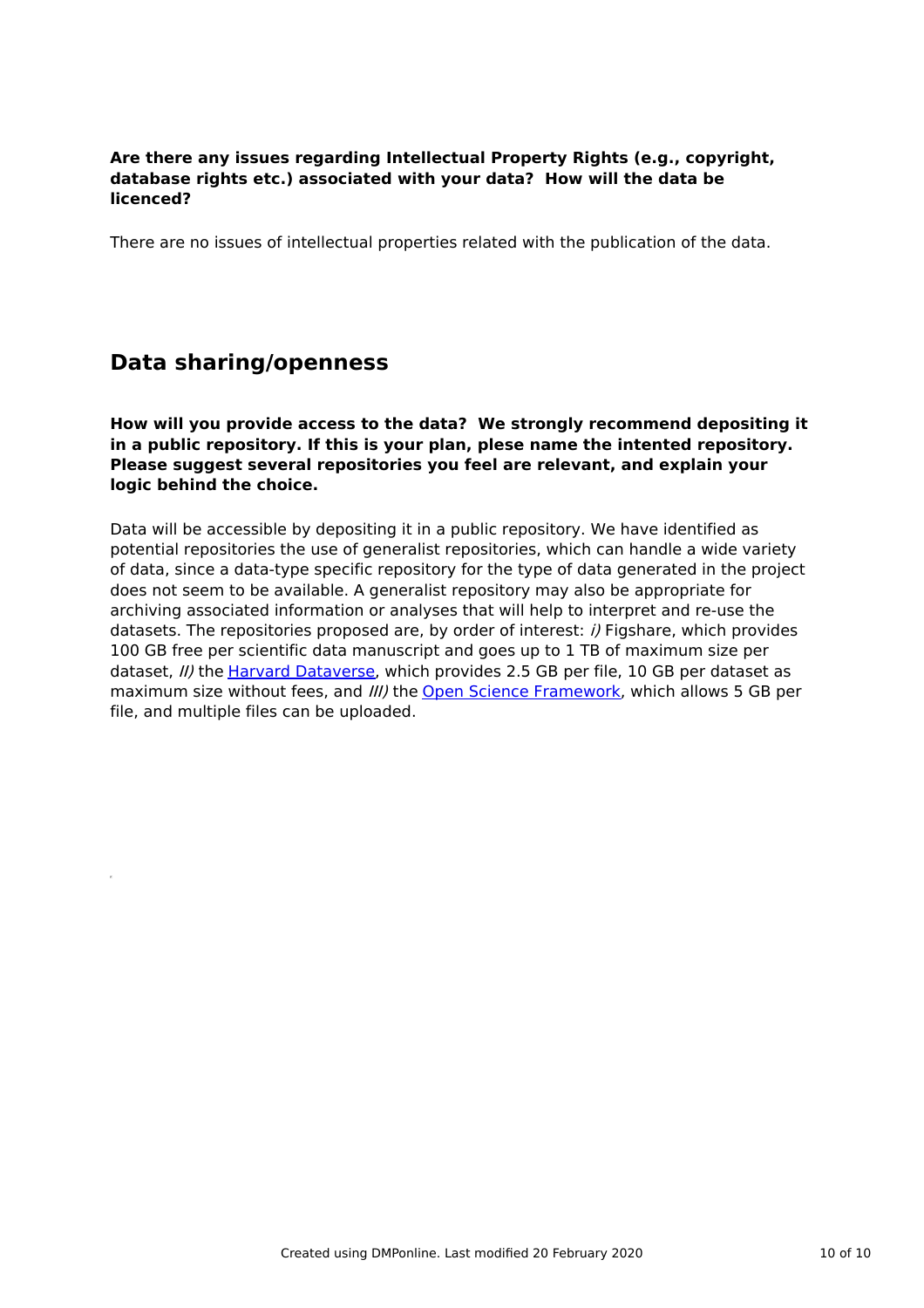**Are there any issues regarding Intellectual Property Rights (e.g., copyright, database rights etc.) associated with your data?  How will the data be licenced?**

There are no issues of intellectual properties related with the publication of the data.

## Data sharing/openness

**How will you provide access to the data?  We strongly recommend depositing it in a public repository. If this is your plan, plese name the intented repository. Please suggest several repositories you feel are relevant, and explain your logic behind the choice.**

Data will be accessible by depositing it in a public repository. We have identified as potential repositories the use of generalist repositories, which can handle a wide variety of data, since a data-type specific repository for the type of data generated in the project does not seem to be available. A generalist repository may also be appropriate for archiving associated information or analyses that will help to interpret and re-use the datasets. The repositories proposed are, by order of interest: *i)* Figshare, which provides 100 GB free per scientific data manuscript and goes up to 1 TB of maximum size per dataset, *II)* the Harvard Dataverse, which provides 2.5 GB per file, 10 GB per dataset as maximum size without fees, and *III)* the Open Science Framework, which allows 5 GB per file, and multiple files can be uploaded.